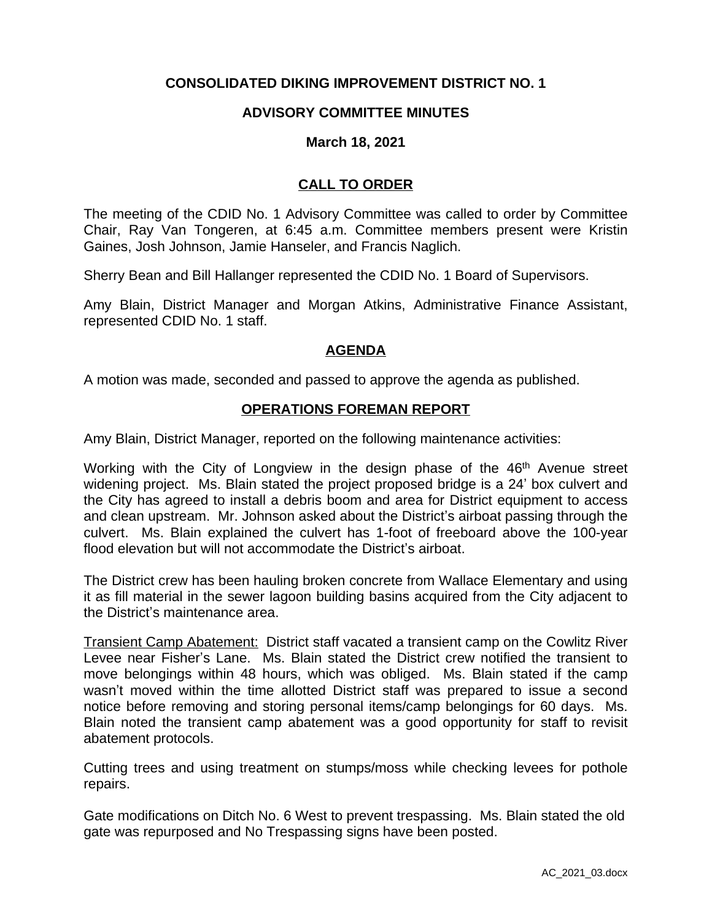# CONSOLIDATED DIKING IMPROVEMENT DISTRICT NO. 1

## ADVISORY COMMITTEE MINUTES

### March 18, 2021

## CALL TO ORDER

The meeting of the CDID No. 1 Advisory Committee was called to order by Committee Chair, Ray Van Tongeren, at 6:45 a.m. Committee members present were Kristin Gaines, Josh Johnson, Jamie Hanseler, and Francis Naglich.

Sherry Bean and Bill Hallanger represented the CDID No. 1 Board of Supervisors.

Amy Blain, District Manager and Morgan Atkins, Administrative Finance Assistant, represented CDID No. 1 staff.

## AGENDA

A motion was made, seconded and passed to approve the agenda as published.

## OPERATIONS FOREMAN REPORT

Amy Blain, District Manager, reported on the following maintenance activities:

Working with the City of Longview in the design phase of the 46th Avenue street widening project. Ms. Blain stated the project proposed bridge is a 24' box culvert and the City has agreed to install a debris boom and area for District equipment to access and clean upstream. Mr. Johnson asked about the District's airboat passing through the culvert. Ms. Blain explained the culvert has 1-foot of freeboard above the 100-year flood elevation but will not accommodate the District's airboat.

The District crew has been hauling broken concrete from Wallace Elementary and using it as fill material in the sewer lagoon building basins acquired from the City adjacent to the District's maintenance area.

Transient Camp Abatement: District staff vacated a transient camp on the Cowlitz River Levee near Fisher's Lane. Ms. Blain stated the District crew notified the transient to move belongings within 48 hours, which was obliged. Ms. Blain stated if the camp wasn't moved within the time allotted District staff was prepared to issue a second notice before removing and storing personal items/camp belongings for 60 days. Ms. Blain noted the transient camp abatement was a good opportunity for staff to revisit abatement protocols.

Cutting trees and using treatment on stumps/moss while checking levees for pothole repairs.

Gate modifications on Ditch No. 6 West to prevent trespassing. Ms. Blain stated the old gate was repurposed and No Trespassing signs have been posted.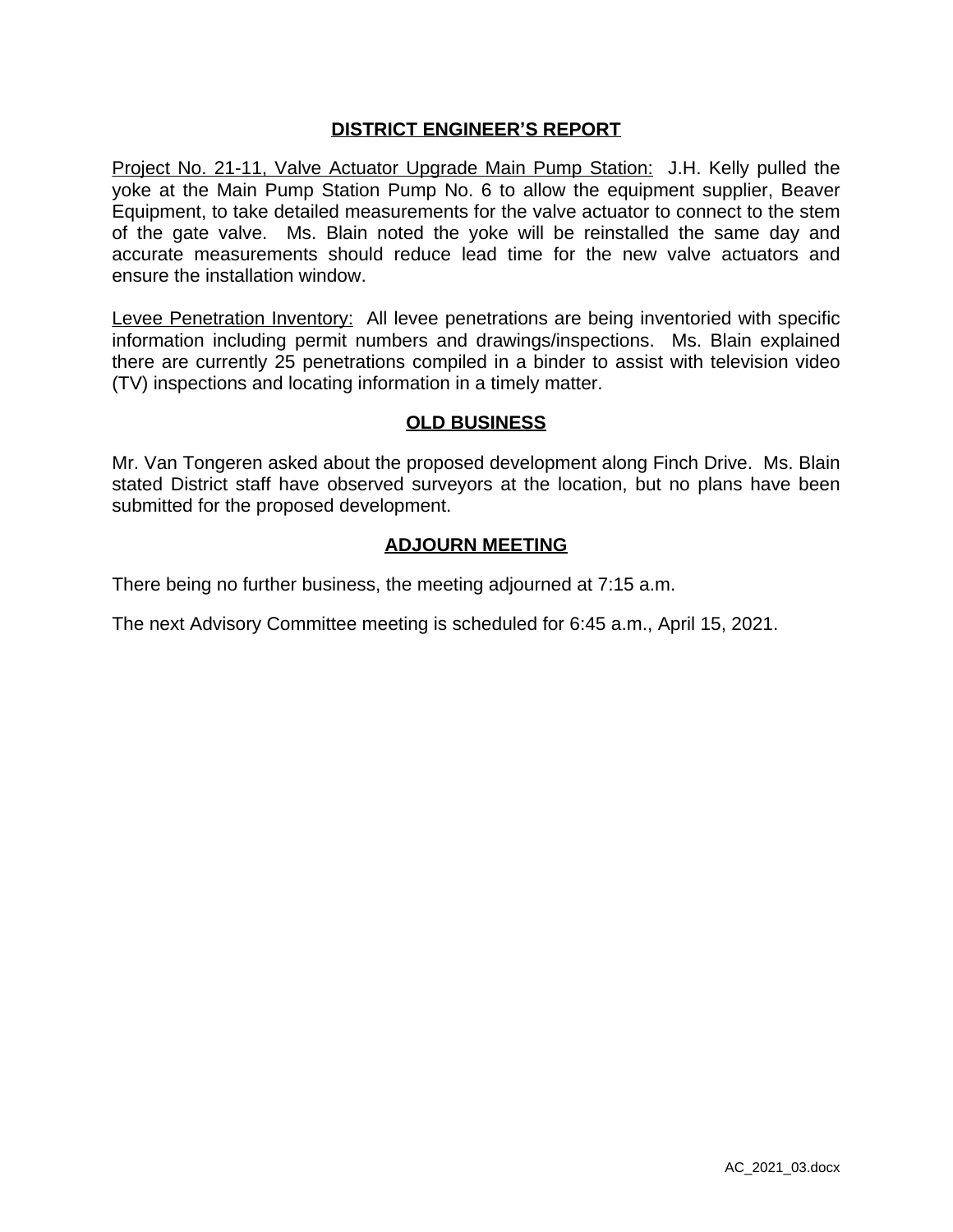## DISTRICT ENGINEER'S REPORT

Project No. 21-11, Valve Actuator Upgrade Main Pump Station: J.H. Kelly pulled the yoke at the Main Pump Station Pump No. 6 to allow the equipment supplier, Beaver Equipment, to take detailed measurements for the valve actuator to connect to the stem of the gate valve. Ms. Blain noted the yoke will be reinstalled the same day and accurate measurements should reduce lead time for the new valve actuators and ensure the installation window.

Levee Penetration Inventory: All levee penetrations are being inventoried with specific information including permit numbers and drawings/inspections. Ms. Blain explained there are currently 25 penetrations compiled in a binder to assist with television video (TV) inspections and locating information in a timely matter.

## OLD BUSINESS

Mr. Van Tongeren asked about the proposed development along Finch Drive. Ms. Blain stated District staff have observed surveyors at the location, but no plans have been submitted for the proposed development.

## ADJOURN MEETING

There being no further business, the meeting adjourned at 7:15 a.m.

The next Advisory Committee meeting is scheduled for 6:45 a.m., April 15, 2021.